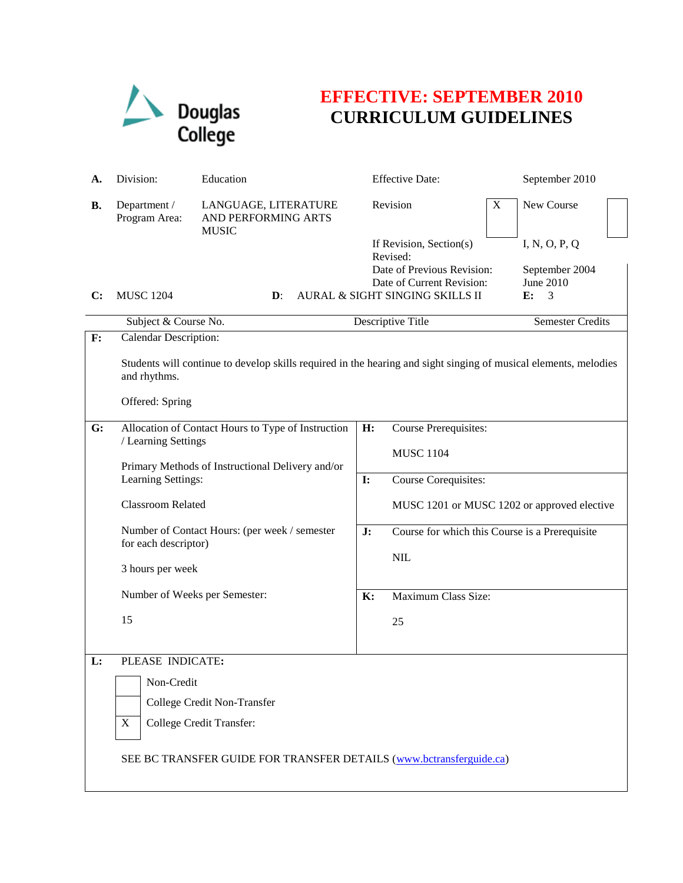Douglas College

# EFFECTIVE: SEPTEMBER 2010
# CURRICULUM GUIDELINES

| | | | | |
|---|---|---|---|---|
| **A.** | Division: | Education | Effective Date: | September 2010 |
| **B.** | Department / Program Area: | LANGUAGE, LITERATURE AND PERFORMING ARTS MUSIC | Revision [X] | New Course [ ] |
| | | | If Revision, Section(s) Revised: | I, N, O, P, Q |
| | | | Date of Previous Revision: | September 2004 |
| | | | Date of Current Revision: | June 2010 |
| **C:** | MUSC 1204 | **D:** AURAL & SIGHT SINGING SKILLS II | | **E:** 3 |
| | Subject & Course No. | Descriptive Title | | Semester Credits |

**F:** Calendar Description:

Students will continue to develop skills required in the hearing and sight singing of musical elements, melodies and rhythms.

Offered: Spring

**G:** Allocation of Contact Hours to Type of Instruction / Learning Settings

Primary Methods of Instructional Delivery and/or Learning Settings:

Classroom Related

Number of Contact Hours: (per week / semester for each descriptor)

3 hours per week

Number of Weeks per Semester:

15

**H:** Course Prerequisites:

MUSC 1104

**I:** Course Corequisites:

MUSC 1201 or MUSC 1202 or approved elective

**J:** Course for which this Course is a Prerequisite

NIL

**K:** Maximum Class Size:

25

**L:** PLEASE INDICATE:

- [ ] Non-Credit
- [ ] College Credit Non-Transfer
- [X] College Credit Transfer:

SEE BC TRANSFER GUIDE FOR TRANSFER DETAILS (www.bctransferguide.ca)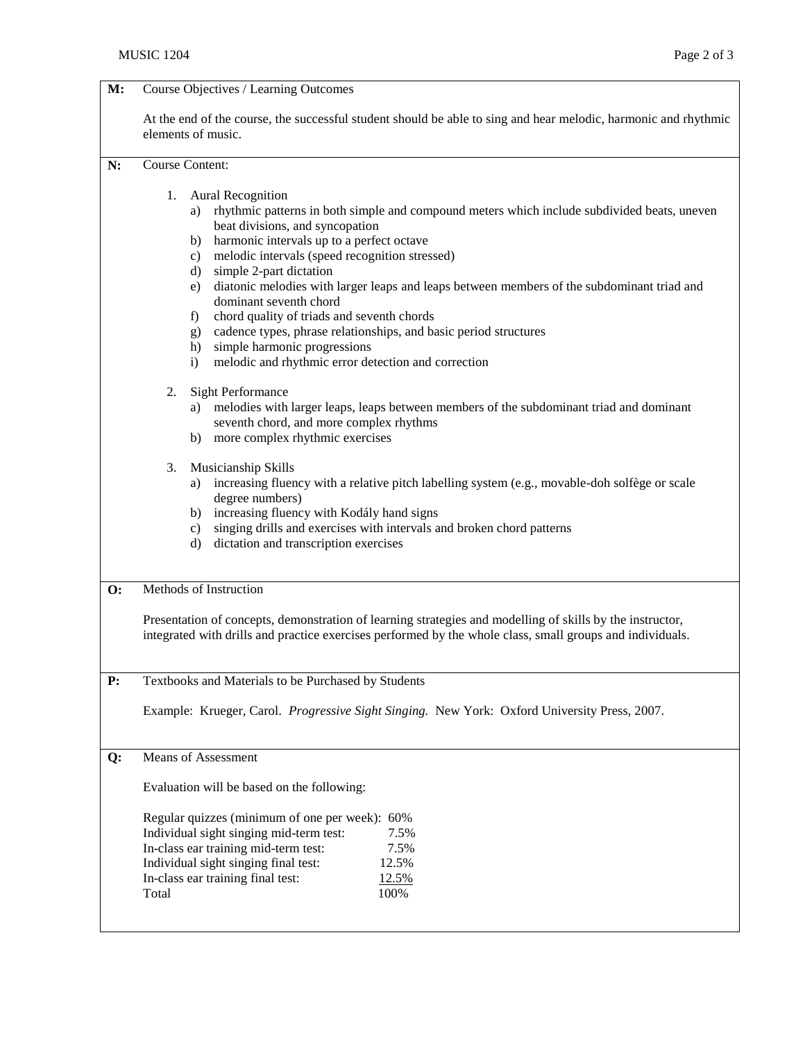**M:** Course Objectives / Learning Outcomes

At the end of the course, the successful student should be able to sing and hear melodic, harmonic and rhythmic elements of music.

**N:** Course Content:

1. Aural Recognition
   a) rhythmic patterns in both simple and compound meters which include subdivided beats, uneven beat divisions, and syncopation
   b) harmonic intervals up to a perfect octave
   c) melodic intervals (speed recognition stressed)
   d) simple 2-part dictation
   e) diatonic melodies with larger leaps and leaps between members of the subdominant triad and dominant seventh chord
   f) chord quality of triads and seventh chords
   g) cadence types, phrase relationships, and basic period structures
   h) simple harmonic progressions
   i) melodic and rhythmic error detection and correction

2. Sight Performance
   a) melodies with larger leaps, leaps between members of the subdominant triad and dominant seventh chord, and more complex rhythms
   b) more complex rhythmic exercises

3. Musicianship Skills
   a) increasing fluency with a relative pitch labelling system (e.g., movable-doh solfège or scale degree numbers)
   b) increasing fluency with Kodály hand signs
   c) singing drills and exercises with intervals and broken chord patterns
   d) dictation and transcription exercises

**O:** Methods of Instruction

Presentation of concepts, demonstration of learning strategies and modelling of skills by the instructor, integrated with drills and practice exercises performed by the whole class, small groups and individuals.

**P:** Textbooks and Materials to be Purchased by Students

Example: Krueger, Carol. *Progressive Sight Singing.* New York: Oxford University Press, 2007.

**Q:** Means of Assessment

Evaluation will be based on the following:

| Assessment | Weight |
|---|---|
| Regular quizzes (minimum of one per week): | 60% |
| Individual sight singing mid-term test: | 7.5% |
| In-class ear training mid-term test: | 7.5% |
| Individual sight singing final test: | 12.5% |
| In-class ear training final test: | 12.5% |
| Total | 100% |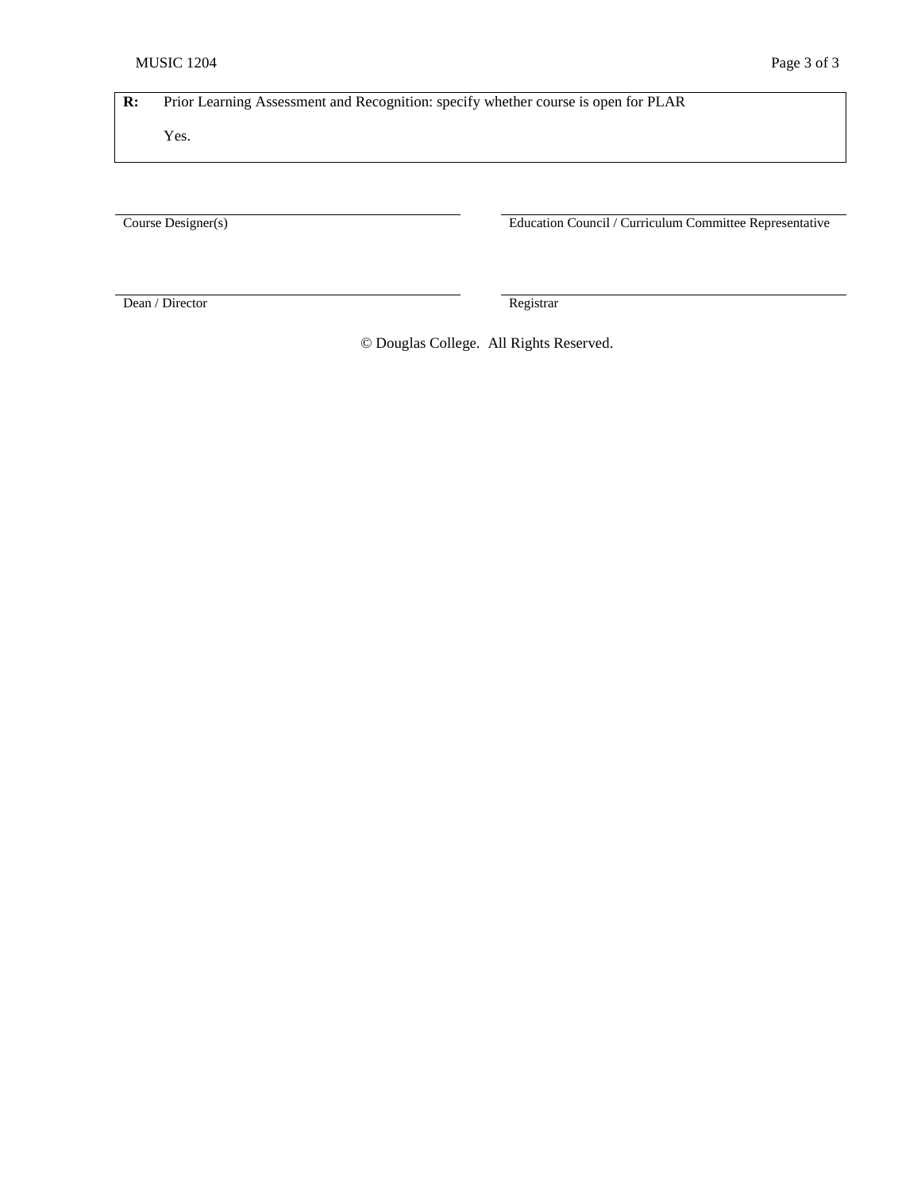**R:** Prior Learning Assessment and Recognition: specify whether course is open for PLAR

Yes.

Course Designer(s)

Education Council / Curriculum Committee Representative

Dean / Director

Registrar

© Douglas College. All Rights Reserved.